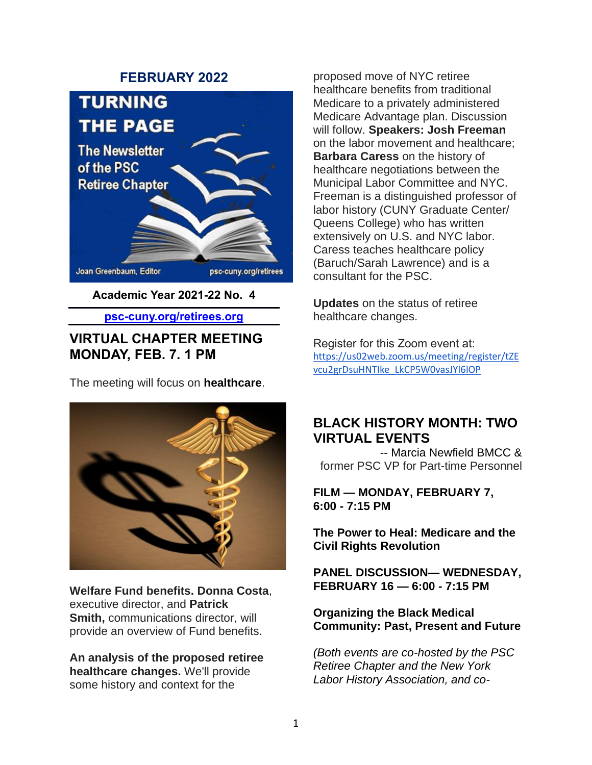**FEBRUARY 2022**

# TURNING THE PAGE

The Newsletter of the PSC Retiree Chapter

Joan Greenbaum, Editor psc-cuny.org/retirees

**Academic Year 2021-22 No. 4**

[psc-cuny.org/retirees.org](psc-cuny.org/retirees.org)

## VIRTUAL CHAPTER MEETING MONDAY, FEB. 7. 1 PM

The meeting will focus on **healthcare**.

**Welfare Fund benefits. Donna Costa**, executive director, and **Patrick Smith,** communications director, will provide an overview of Fund benefits.

**An analysis of the proposed retiree healthcare changes.** We'll provide some history and context for the proposed move of NYC retiree healthcare benefits from traditional Medicare to a privately administered Medicare Advantage plan. Discussion will follow. **Speakers: Josh Freeman** on the labor movement and healthcare; **Barbara Caress** on the history of healthcare negotiations between the Municipal Labor Committee and NYC. Freeman is a distinguished professor of labor history (CUNY Graduate Center/ Queens College) who has written extensively on U.S. and NYC labor. Caress teaches healthcare policy (Baruch/Sarah Lawrence) and is a consultant for the PSC.

**Updates** on the status of retiree healthcare changes.

Register for this Zoom event at:
https://us02web.zoom.us/meeting/register/tZEvcu2grDsuHNTIke_LkCP5W0vasJYl6lOP

## BLACK HISTORY MONTH: TWO VIRTUAL EVENTS

-- Marcia Newfield BMCC & former PSC VP for Part-time Personnel

**FILM — MONDAY, FEBRUARY 7, 6:00 - 7:15 PM**

**The Power to Heal: Medicare and the Civil Rights Revolution**

**PANEL DISCUSSION— WEDNESDAY, FEBRUARY 16 — 6:00 - 7:15 PM**

**Organizing the Black Medical Community: Past, Present and Future**

*(Both events are co-hosted by the PSC Retiree Chapter and the New York Labor History Association, and co-*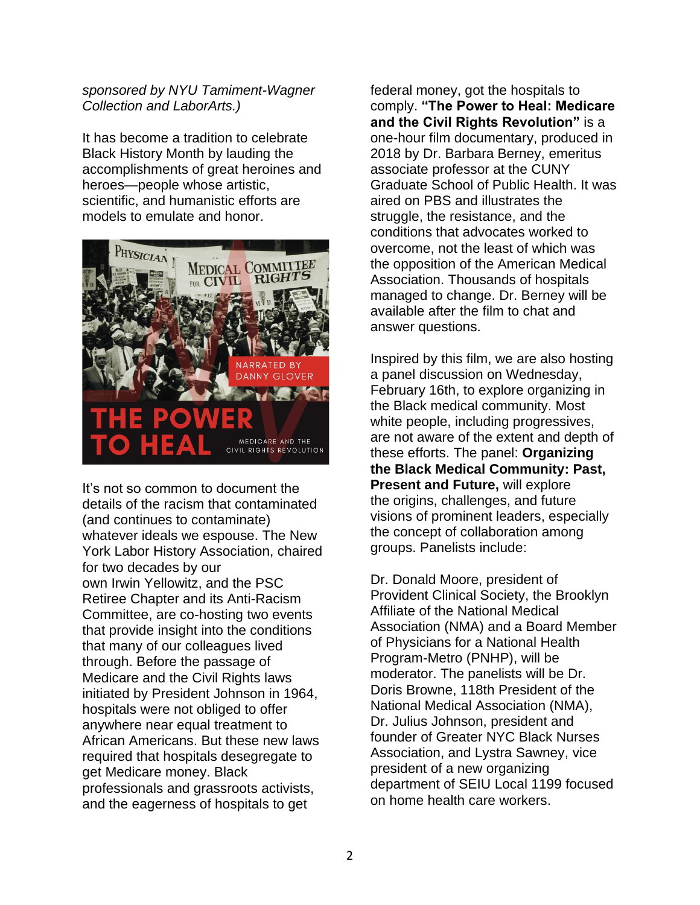*sponsored by NYU Tamiment-Wagner Collection and LaborArts.)*

It has become a tradition to celebrate Black History Month by lauding the accomplishments of great heroines and heroes—people whose artistic, scientific, and humanistic efforts are models to emulate and honor.

It's not so common to document the details of the racism that contaminated (and continues to contaminate) whatever ideals we espouse. The New York Labor History Association, chaired for two decades by our own Irwin Yellowitz, and the PSC Retiree Chapter and its Anti-Racism Committee, are co-hosting two events that provide insight into the conditions that many of our colleagues lived through. Before the passage of Medicare and the Civil Rights laws initiated by President Johnson in 1964, hospitals were not obliged to offer anywhere near equal treatment to African Americans. But these new laws required that hospitals desegregate to get Medicare money. Black professionals and grassroots activists, and the eagerness of hospitals to get federal money, got the hospitals to comply. **"The Power to Heal: Medicare and the Civil Rights Revolution"** is a one-hour film documentary, produced in 2018 by Dr. Barbara Berney, emeritus associate professor at the CUNY Graduate School of Public Health. It was aired on PBS and illustrates the struggle, the resistance, and the conditions that advocates worked to overcome, not the least of which was the opposition of the American Medical Association. Thousands of hospitals managed to change. Dr. Berney will be available after the film to chat and answer questions.

Inspired by this film, we are also hosting a panel discussion on Wednesday, February 16th, to explore organizing in the Black medical community. Most white people, including progressives, are not aware of the extent and depth of these efforts. The panel: **Organizing the Black Medical Community: Past, Present and Future,** will explore the origins, challenges, and future visions of prominent leaders, especially the concept of collaboration among groups. Panelists include:

Dr. Donald Moore, president of Provident Clinical Society, the Brooklyn Affiliate of the National Medical Association (NMA) and a Board Member of Physicians for a National Health Program-Metro (PNHP), will be moderator. The panelists will be Dr. Doris Browne, 118th President of the National Medical Association (NMA), Dr. Julius Johnson, president and founder of Greater NYC Black Nurses Association, and Lystra Sawney, vice president of a new organizing department of SEIU Local 1199 focused on home health care workers.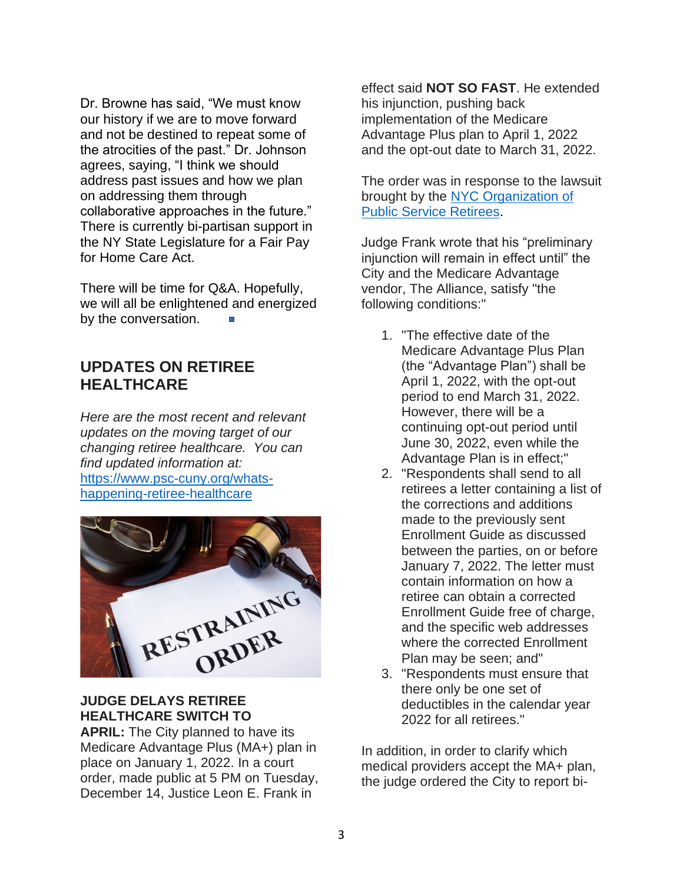Dr. Browne has said, “We must know our history if we are to move forward and not be destined to repeat some of the atrocities of the past.” Dr. Johnson agrees, saying, “I think we should address past issues and how we plan on addressing them through collaborative approaches in the future.” There is currently bi-partisan support in the NY State Legislature for a Fair Pay for Home Care Act.

There will be time for Q&A. Hopefully, we will all be enlightened and energized by the conversation. ▪

## UPDATES ON RETIREE HEALTHCARE

*Here are the most recent and relevant updates on the moving target of our changing retiree healthcare. You can find updated information at:* [https://www.psc-cuny.org/whats-happening-retiree-healthcare](https://www.psc-cuny.org/whats-happening-retiree-healthcare)

**JUDGE DELAYS RETIREE HEALTHCARE SWITCH TO APRIL:** The City planned to have its Medicare Advantage Plus (MA+) plan in place on January 1, 2022. In a court order, made public at 5 PM on Tuesday, December 14, Justice Leon E. Frank in effect said **NOT SO FAST**. He extended his injunction, pushing back implementation of the Medicare Advantage Plus plan to April 1, 2022 and the opt-out date to March 31, 2022.

The order was in response to the lawsuit brought by the NYC Organization of Public Service Retirees.

Judge Frank wrote that his “preliminary injunction will remain in effect until” the City and the Medicare Advantage vendor, The Alliance, satisfy "the following conditions:"

1. "The effective date of the Medicare Advantage Plus Plan (the “Advantage Plan”) shall be April 1, 2022, with the opt-out period to end March 31, 2022. However, there will be a continuing opt-out period until June 30, 2022, even while the Advantage Plan is in effect;"
2. "Respondents shall send to all retirees a letter containing a list of the corrections and additions made to the previously sent Enrollment Guide as discussed between the parties, on or before January 7, 2022. The letter must contain information on how a retiree can obtain a corrected Enrollment Guide free of charge, and the specific web addresses where the corrected Enrollment Plan may be seen; and"
3. "Respondents must ensure that there only be one set of deductibles in the calendar year 2022 for all retirees."

In addition, in order to clarify which medical providers accept the MA+ plan, the judge ordered the City to report bi-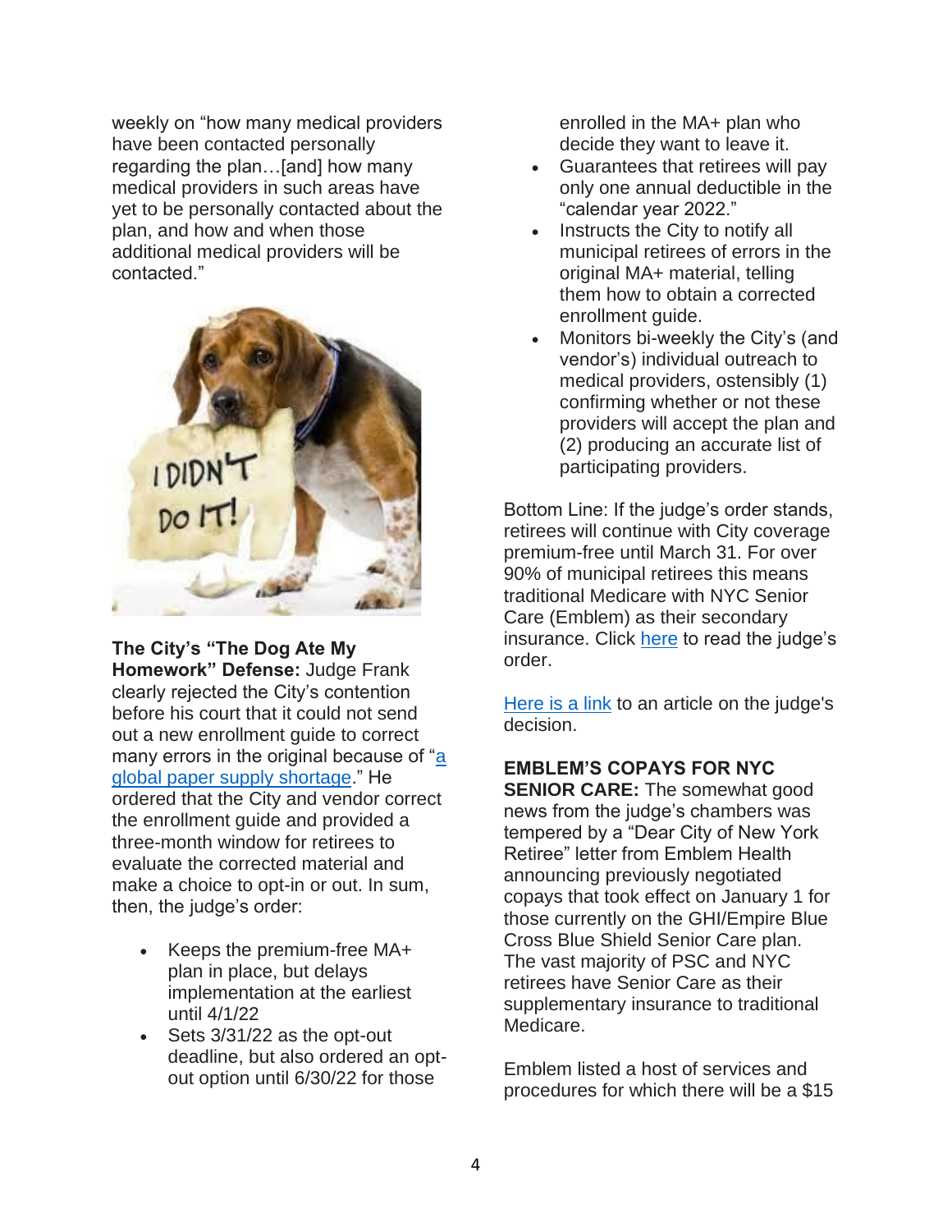weekly on "how many medical providers have been contacted personally regarding the plan…[and] how many medical providers in such areas have yet to be personally contacted about the plan, and how and when those additional medical providers will be contacted."

**The City's "The Dog Ate My Homework" Defense:** Judge Frank clearly rejected the City's contention before his court that it could not send out a new enrollment guide to correct many errors in the original because of "[a global paper supply shortage]." He ordered that the City and vendor correct the enrollment guide and provided a three-month window for retirees to evaluate the corrected material and make a choice to opt-in or out. In sum, then, the judge's order:

- Keeps the premium-free MA+ plan in place, but delays implementation at the earliest until 4/1/22
- Sets 3/31/22 as the opt-out deadline, but also ordered an opt-out option until 6/30/22 for those enrolled in the MA+ plan who decide they want to leave it.
- Guarantees that retirees will pay only one annual deductible in the "calendar year 2022."
- Instructs the City to notify all municipal retirees of errors in the original MA+ material, telling them how to obtain a corrected enrollment guide.
- Monitors bi-weekly the City's (and vendor's) individual outreach to medical providers, ostensibly (1) confirming whether or not these providers will accept the plan and (2) producing an accurate list of participating providers.

Bottom Line: If the judge's order stands, retirees will continue with City coverage premium-free until March 31. For over 90% of municipal retirees this means traditional Medicare with NYC Senior Care (Emblem) as their secondary insurance. Click here to read the judge's order.

Here is a link to an article on the judge's decision.

**EMBLEM'S COPAYS FOR NYC SENIOR CARE:** The somewhat good news from the judge's chambers was tempered by a "Dear City of New York Retiree" letter from Emblem Health announcing previously negotiated copays that took effect on January 1 for those currently on the GHI/Empire Blue Cross Blue Shield Senior Care plan. The vast majority of PSC and NYC retirees have Senior Care as their supplementary insurance to traditional Medicare.

Emblem listed a host of services and procedures for which there will be a $15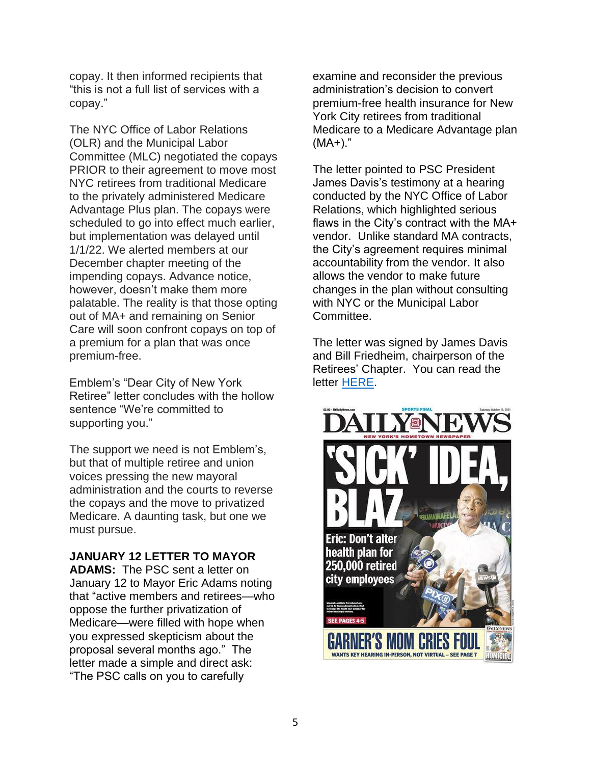copay. It then informed recipients that "this is not a full list of services with a copay."

The NYC Office of Labor Relations (OLR) and the Municipal Labor Committee (MLC) negotiated the copays PRIOR to their agreement to move most NYC retirees from traditional Medicare to the privately administered Medicare Advantage Plus plan. The copays were scheduled to go into effect much earlier, but implementation was delayed until 1/1/22. We alerted members at our December chapter meeting of the impending copays. Advance notice, however, doesn't make them more palatable. The reality is that those opting out of MA+ and remaining on Senior Care will soon confront copays on top of a premium for a plan that was once premium-free.

Emblem's "Dear City of New York Retiree" letter concludes with the hollow sentence "We're committed to supporting you."

The support we need is not Emblem's, but that of multiple retiree and union voices pressing the new mayoral administration and the courts to reverse the copays and the move to privatized Medicare. A daunting task, but one we must pursue.

**JANUARY 12 LETTER TO MAYOR ADAMS:** The PSC sent a letter on January 12 to Mayor Eric Adams noting that "active members and retirees—who oppose the further privatization of Medicare—were filled with hope when you expressed skepticism about the proposal several months ago." The letter made a simple and direct ask: "The PSC calls on you to carefully examine and reconsider the previous administration's decision to convert premium-free health insurance for New York City retirees from traditional Medicare to a Medicare Advantage plan (MA+)."

The letter pointed to PSC President James Davis's testimony at a hearing conducted by the NYC Office of Labor Relations, which highlighted serious flaws in the City's contract with the MA+ vendor. Unlike standard MA contracts, the City's agreement requires minimal accountability from the vendor. It also allows the vendor to make future changes in the plan without consulting with NYC or the Municipal Labor Committee.

The letter was signed by James Davis and Bill Friedheim, chairperson of the Retirees' Chapter. You can read the letter HERE.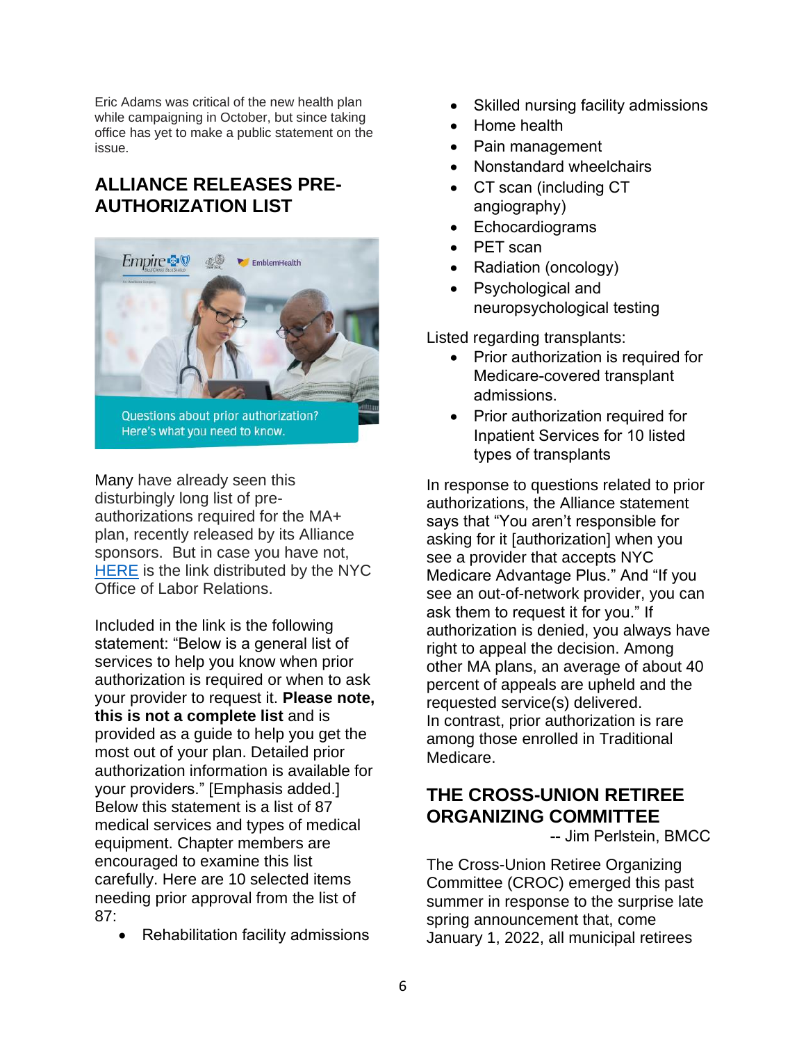Eric Adams was critical of the new health plan while campaigning in October, but since taking office has yet to make a public statement on the issue.

## ALLIANCE RELEASES PRE-AUTHORIZATION LIST

Many have already seen this disturbingly long list of pre-authorizations required for the MA+ plan, recently released by its Alliance sponsors. But in case you have not, HERE is the link distributed by the NYC Office of Labor Relations.

Included in the link is the following statement: "Below is a general list of services to help you know when prior authorization is required or when to ask your provider to request it. **Please note, this is not a complete list** and is provided as a guide to help you get the most out of your plan. Detailed prior authorization information is available for your providers." [Emphasis added.] Below this statement is a list of 87 medical services and types of medical equipment. Chapter members are encouraged to examine this list carefully. Here are 10 selected items needing prior approval from the list of 87:

- Rehabilitation facility admissions
- Skilled nursing facility admissions
- Home health
- Pain management
- Nonstandard wheelchairs
- CT scan (including CT angiography)
- Echocardiograms
- PET scan
- Radiation (oncology)
- Psychological and neuropsychological testing

Listed regarding transplants:

- Prior authorization is required for Medicare-covered transplant admissions.
- Prior authorization required for Inpatient Services for 10 listed types of transplants

In response to questions related to prior authorizations, the Alliance statement says that "You aren't responsible for asking for it [authorization] when you see a provider that accepts NYC Medicare Advantage Plus." And "If you see an out-of-network provider, you can ask them to request it for you." If authorization is denied, you always have right to appeal the decision. Among other MA plans, an average of about 40 percent of appeals are upheld and the requested service(s) delivered.
In contrast, prior authorization is rare among those enrolled in Traditional Medicare.

## THE CROSS-UNION RETIREE ORGANIZING COMMITTEE

-- Jim Perlstein, BMCC

The Cross-Union Retiree Organizing Committee (CROC) emerged this past summer in response to the surprise late spring announcement that, come January 1, 2022, all municipal retirees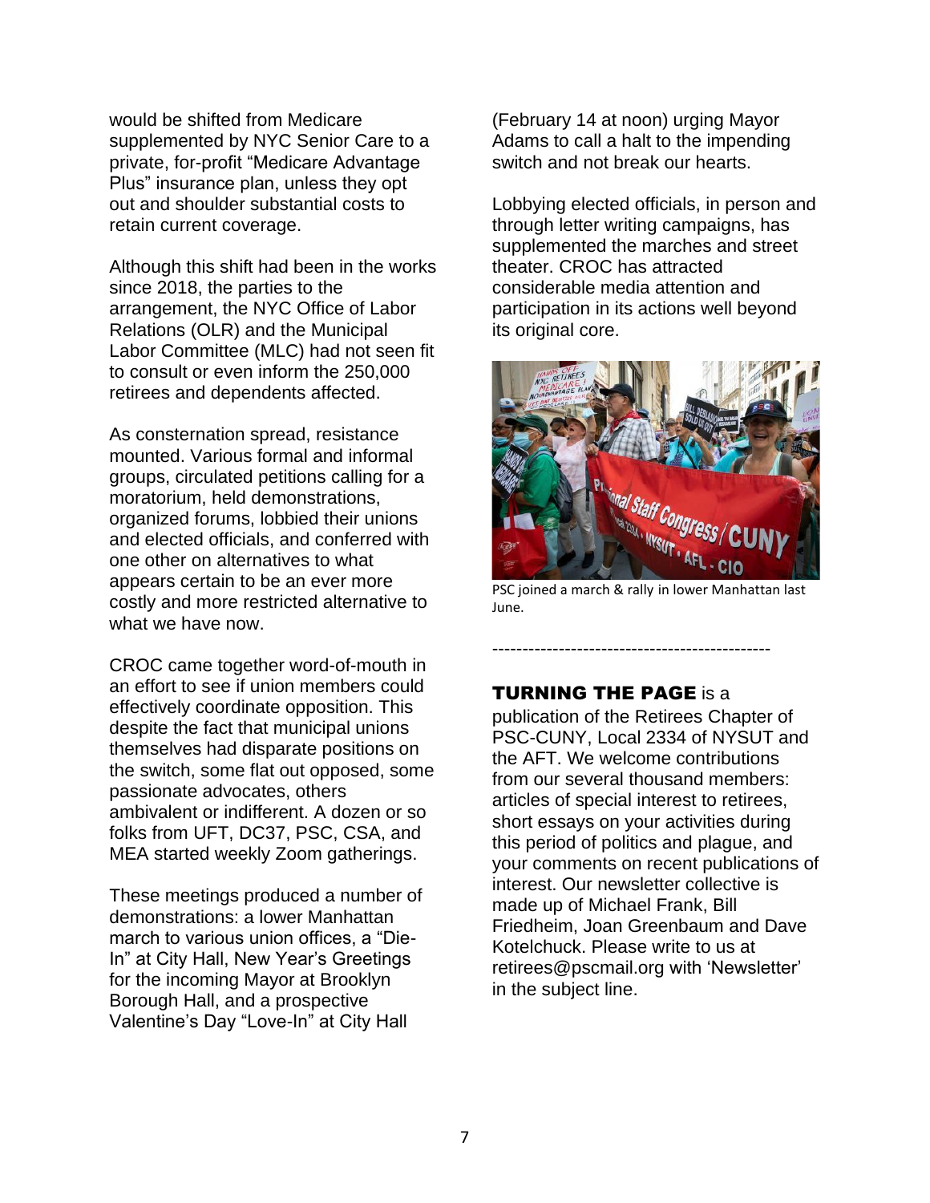would be shifted from Medicare supplemented by NYC Senior Care to a private, for-profit "Medicare Advantage Plus" insurance plan, unless they opt out and shoulder substantial costs to retain current coverage.

Although this shift had been in the works since 2018, the parties to the arrangement, the NYC Office of Labor Relations (OLR) and the Municipal Labor Committee (MLC) had not seen fit to consult or even inform the 250,000 retirees and dependents affected.

As consternation spread, resistance mounted. Various formal and informal groups, circulated petitions calling for a moratorium, held demonstrations, organized forums, lobbied their unions and elected officials, and conferred with one other on alternatives to what appears certain to be an ever more costly and more restricted alternative to what we have now.

CROC came together word-of-mouth in an effort to see if union members could effectively coordinate opposition. This despite the fact that municipal unions themselves had disparate positions on the switch, some flat out opposed, some passionate advocates, others ambivalent or indifferent. A dozen or so folks from UFT, DC37, PSC, CSA, and MEA started weekly Zoom gatherings.

These meetings produced a number of demonstrations: a lower Manhattan march to various union offices, a "Die-In" at City Hall, New Year's Greetings for the incoming Mayor at Brooklyn Borough Hall, and a prospective Valentine's Day "Love-In" at City Hall (February 14 at noon) urging Mayor Adams to call a halt to the impending switch and not break our hearts.

Lobbying elected officials, in person and through letter writing campaigns, has supplemented the marches and street theater. CROC has attracted considerable media attention and participation in its actions well beyond its original core.

PSC joined a march & rally in lower Manhattan last June.

---

**TURNING THE PAGE** is a publication of the Retirees Chapter of PSC-CUNY, Local 2334 of NYSUT and the AFT. We welcome contributions from our several thousand members: articles of special interest to retirees, short essays on your activities during this period of politics and plague, and your comments on recent publications of interest. Our newsletter collective is made up of Michael Frank, Bill Friedheim, Joan Greenbaum and Dave Kotelchuck. Please write to us at retirees@pscmail.org with 'Newsletter' in the subject line.